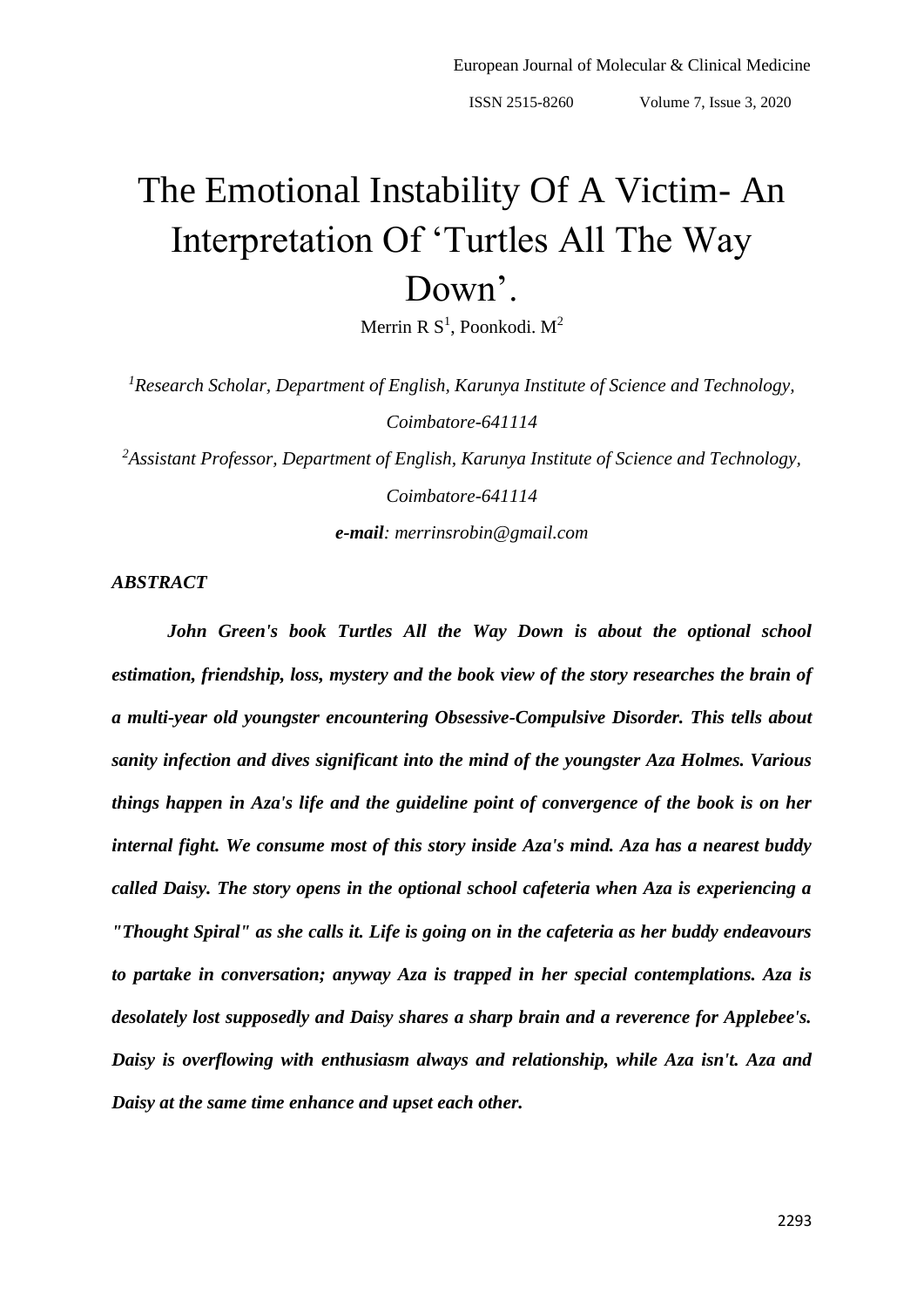# The Emotional Instability Of A Victim- An Interpretation Of 'Turtles All The Way Down'.

Merrin R S[1], Poonkodi. M[2]

[1]*Research Scholar, Department of English, Karunya Institute of Science and Technology, Coimbatore-641114*

[2]*Assistant Professor, Department of English, Karunya Institute of Science and Technology, Coimbatore-641114*

***e-mail**: merrinsrobin@gmail.com*

***ABSTRACT***

***John Green's book Turtles All the Way Down is about the optional school estimation, friendship, loss, mystery and the book view of the story researches the brain of a multi-year old youngster encountering Obsessive-Compulsive Disorder. This tells about sanity infection and dives significant into the mind of the youngster Aza Holmes. Various things happen in Aza's life and the guideline point of convergence of the book is on her internal fight. We consume most of this story inside Aza's mind. Aza has a nearest buddy called Daisy. The story opens in the optional school cafeteria when Aza is experiencing a "Thought Spiral" as she calls it. Life is going on in the cafeteria as her buddy endeavours to partake in conversation; anyway Aza is trapped in her special contemplations. Aza is desolately lost supposedly and Daisy shares a sharp brain and a reverence for Applebee's. Daisy is overflowing with enthusiasm always and relationship, while Aza isn't. Aza and Daisy at the same time enhance and upset each other.***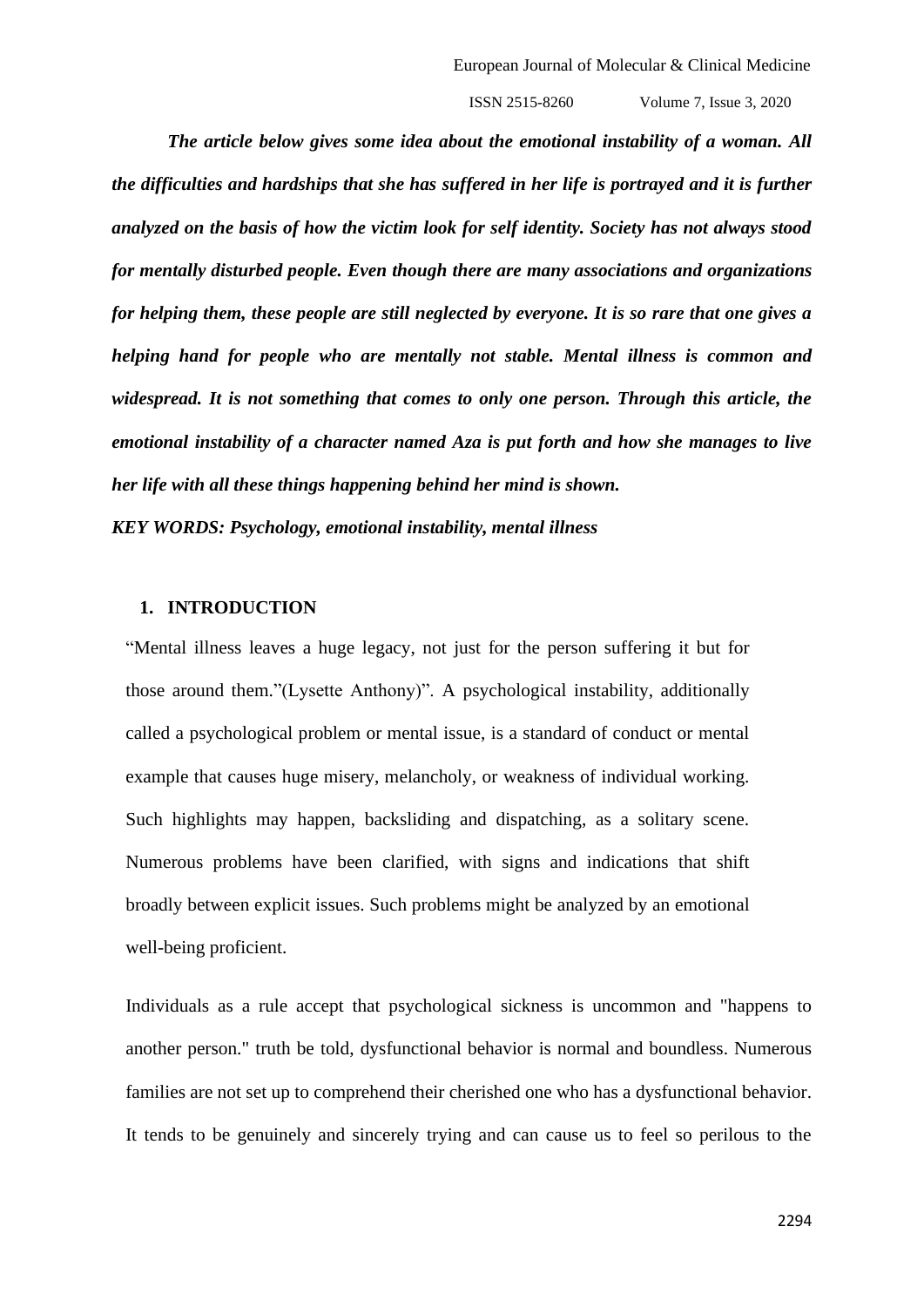***The article below gives some idea about the emotional instability of a woman. All the difficulties and hardships that she has suffered in her life is portrayed and it is further analyzed on the basis of how the victim look for self identity. Society has not always stood for mentally disturbed people. Even though there are many associations and organizations for helping them, these people are still neglected by everyone. It is so rare that one gives a helping hand for people who are mentally not stable. Mental illness is common and widespread. It is not something that comes to only one person. Through this article, the emotional instability of a character named Aza is put forth and how she manages to live her life with all these things happening behind her mind is shown.***

***KEY WORDS: Psychology, emotional instability, mental illness***

## 1. INTRODUCTION

"Mental illness leaves a huge legacy, not just for the person suffering it but for those around them."(Lysette Anthony)". A psychological instability, additionally called a psychological problem or mental issue, is a standard of conduct or mental example that causes huge misery, melancholy, or weakness of individual working. Such highlights may happen, backsliding and dispatching, as a solitary scene. Numerous problems have been clarified, with signs and indications that shift broadly between explicit issues. Such problems might be analyzed by an emotional well-being proficient.

Individuals as a rule accept that psychological sickness is uncommon and "happens to another person." truth be told, dysfunctional behavior is normal and boundless. Numerous families are not set up to comprehend their cherished one who has a dysfunctional behavior. It tends to be genuinely and sincerely trying and can cause us to feel so perilous to the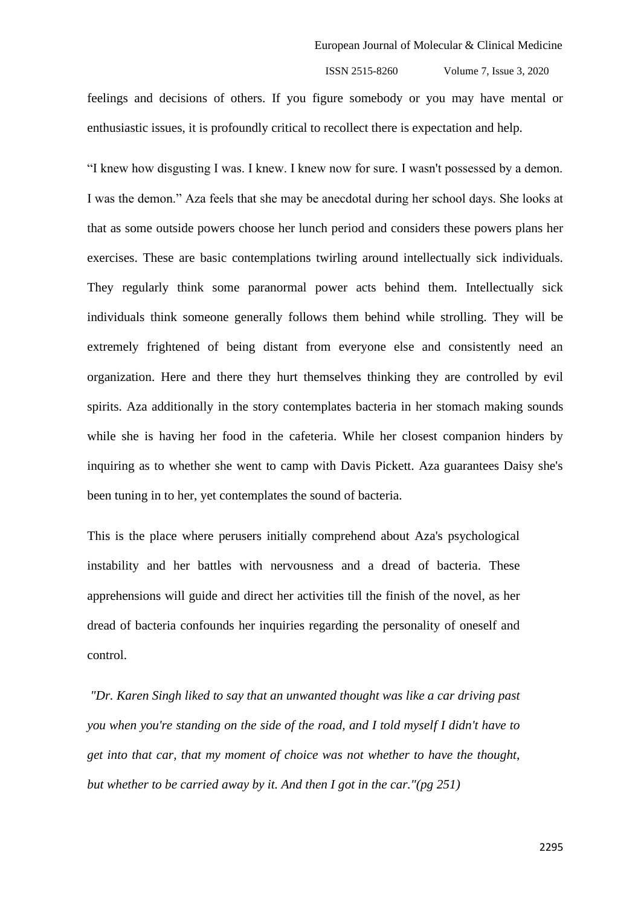feelings and decisions of others. If you figure somebody or you may have mental or enthusiastic issues, it is profoundly critical to recollect there is expectation and help.

"I knew how disgusting I was. I knew. I knew now for sure. I wasn't possessed by a demon. I was the demon." Aza feels that she may be anecdotal during her school days. She looks at that as some outside powers choose her lunch period and considers these powers plans her exercises. These are basic contemplations twirling around intellectually sick individuals. They regularly think some paranormal power acts behind them. Intellectually sick individuals think someone generally follows them behind while strolling. They will be extremely frightened of being distant from everyone else and consistently need an organization. Here and there they hurt themselves thinking they are controlled by evil spirits. Aza additionally in the story contemplates bacteria in her stomach making sounds while she is having her food in the cafeteria. While her closest companion hinders by inquiring as to whether she went to camp with Davis Pickett. Aza guarantees Daisy she's been tuning in to her, yet contemplates the sound of bacteria.

This is the place where perusers initially comprehend about Aza's psychological instability and her battles with nervousness and a dread of bacteria. These apprehensions will guide and direct her activities till the finish of the novel, as her dread of bacteria confounds her inquiries regarding the personality of oneself and control.

*"Dr. Karen Singh liked to say that an unwanted thought was like a car driving past you when you're standing on the side of the road, and I told myself I didn't have to get into that car, that my moment of choice was not whether to have the thought, but whether to be carried away by it. And then I got in the car."(pg 251)*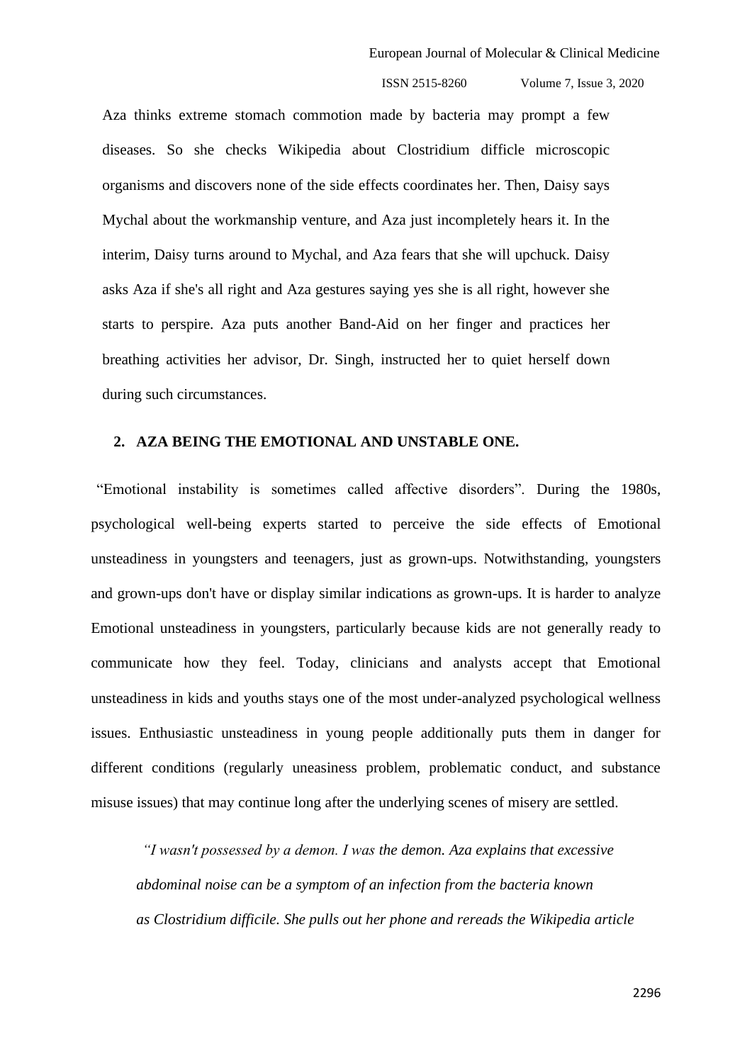Aza thinks extreme stomach commotion made by bacteria may prompt a few diseases. So she checks Wikipedia about Clostridium difficle microscopic organisms and discovers none of the side effects coordinates her. Then, Daisy says Mychal about the workmanship venture, and Aza just incompletely hears it. In the interim, Daisy turns around to Mychal, and Aza fears that she will upchuck. Daisy asks Aza if she's all right and Aza gestures saying yes she is all right, however she starts to perspire. Aza puts another Band-Aid on her finger and practices her breathing activities her advisor, Dr. Singh, instructed her to quiet herself down during such circumstances.

## 2. AZA BEING THE EMOTIONAL AND UNSTABLE ONE.

"Emotional instability is sometimes called affective disorders". During the 1980s, psychological well-being experts started to perceive the side effects of Emotional unsteadiness in youngsters and teenagers, just as grown-ups. Notwithstanding, youngsters and grown-ups don't have or display similar indications as grown-ups. It is harder to analyze Emotional unsteadiness in youngsters, particularly because kids are not generally ready to communicate how they feel. Today, clinicians and analysts accept that Emotional unsteadiness in kids and youths stays one of the most under-analyzed psychological wellness issues. Enthusiastic unsteadiness in young people additionally puts them in danger for different conditions (regularly uneasiness problem, problematic conduct, and substance misuse issues) that may continue long after the underlying scenes of misery are settled.

> *"I wasn't possessed by a demon. I was the demon. Aza explains that excessive abdominal noise can be a symptom of an infection from the bacteria known as Clostridium difficile. She pulls out her phone and rereads the Wikipedia article*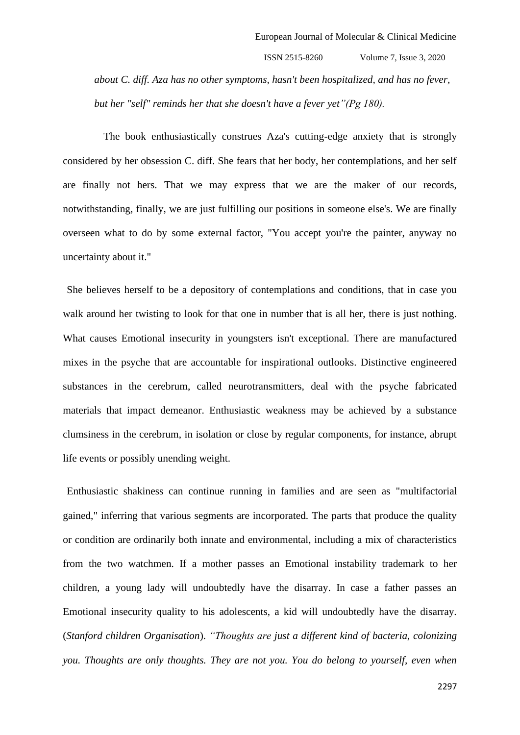*about C. diff. Aza has no other symptoms, hasn't been hospitalized, and has no fever, but her "self" reminds her that she doesn't have a fever yet"(Pg 180).*

The book enthusiastically construes Aza's cutting-edge anxiety that is strongly considered by her obsession C. diff. She fears that her body, her contemplations, and her self are finally not hers. That we may express that we are the maker of our records, notwithstanding, finally, we are just fulfilling our positions in someone else's. We are finally overseen what to do by some external factor, "You accept you're the painter, anyway no uncertainty about it."

She believes herself to be a depository of contemplations and conditions, that in case you walk around her twisting to look for that one in number that is all her, there is just nothing. What causes Emotional insecurity in youngsters isn't exceptional. There are manufactured mixes in the psyche that are accountable for inspirational outlooks. Distinctive engineered substances in the cerebrum, called neurotransmitters, deal with the psyche fabricated materials that impact demeanor. Enthusiastic weakness may be achieved by a substance clumsiness in the cerebrum, in isolation or close by regular components, for instance, abrupt life events or possibly unending weight.

Enthusiastic shakiness can continue running in families and are seen as "multifactorial gained," inferring that various segments are incorporated. The parts that produce the quality or condition are ordinarily both innate and environmental, including a mix of characteristics from the two watchmen. If a mother passes an Emotional instability trademark to her children, a young lady will undoubtedly have the disarray. In case a father passes an Emotional insecurity quality to his adolescents, a kid will undoubtedly have the disarray. (*Stanford children Organisation*). *"Thoughts are just a different kind of bacteria, colonizing you. Thoughts are only thoughts. They are not you. You do belong to yourself, even when*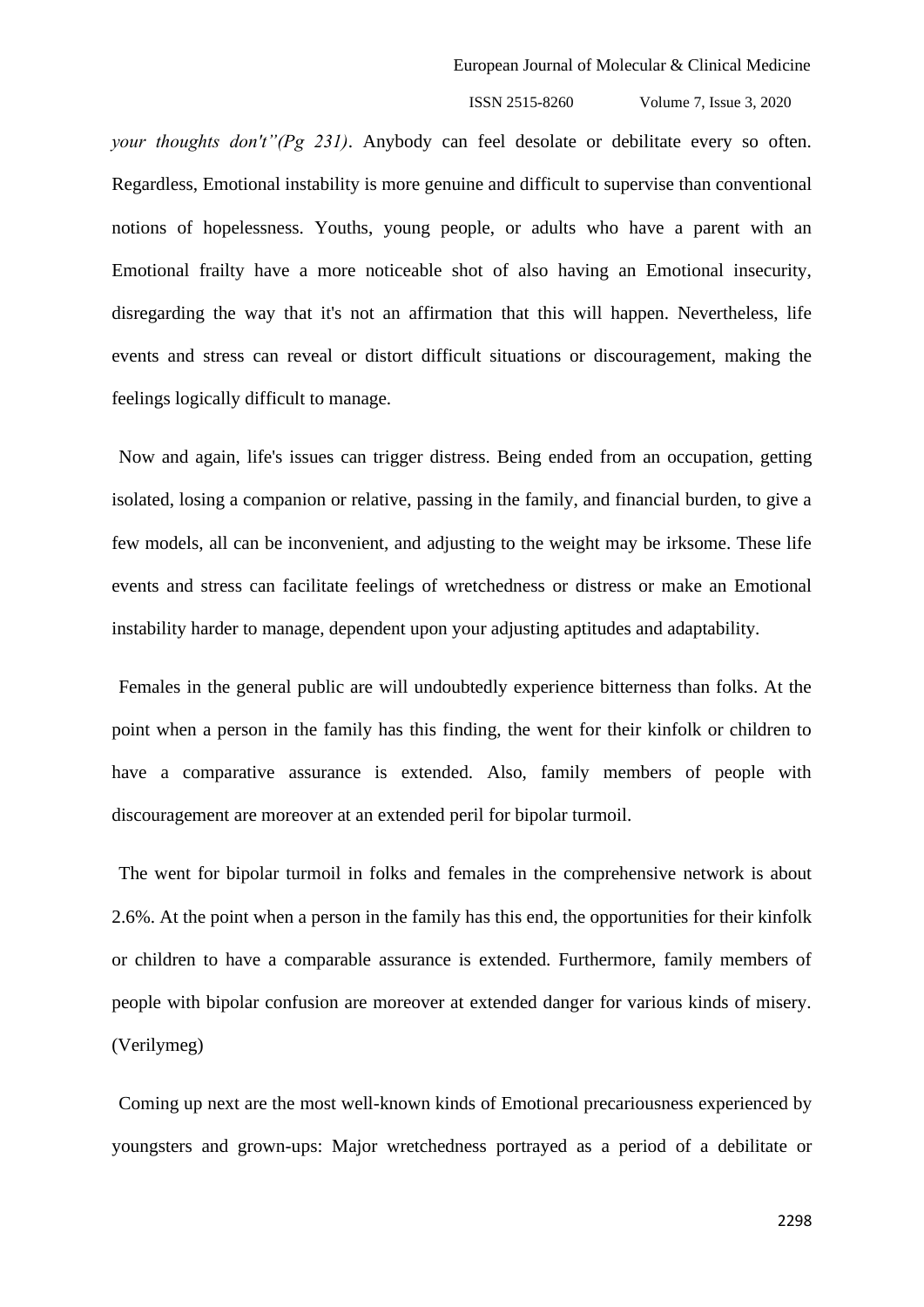*your thoughts don't"(Pg 231)*. Anybody can feel desolate or debilitate every so often. Regardless, Emotional instability is more genuine and difficult to supervise than conventional notions of hopelessness. Youths, young people, or adults who have a parent with an Emotional frailty have a more noticeable shot of also having an Emotional insecurity, disregarding the way that it's not an affirmation that this will happen. Nevertheless, life events and stress can reveal or distort difficult situations or discouragement, making the feelings logically difficult to manage.

Now and again, life's issues can trigger distress. Being ended from an occupation, getting isolated, losing a companion or relative, passing in the family, and financial burden, to give a few models, all can be inconvenient, and adjusting to the weight may be irksome. These life events and stress can facilitate feelings of wretchedness or distress or make an Emotional instability harder to manage, dependent upon your adjusting aptitudes and adaptability.

Females in the general public are will undoubtedly experience bitterness than folks. At the point when a person in the family has this finding, the went for their kinfolk or children to have a comparative assurance is extended. Also, family members of people with discouragement are moreover at an extended peril for bipolar turmoil.

The went for bipolar turmoil in folks and females in the comprehensive network is about 2.6%. At the point when a person in the family has this end, the opportunities for their kinfolk or children to have a comparable assurance is extended. Furthermore, family members of people with bipolar confusion are moreover at extended danger for various kinds of misery. (Verilymeg)

Coming up next are the most well-known kinds of Emotional precariousness experienced by youngsters and grown-ups: Major wretchedness portrayed as a period of a debilitate or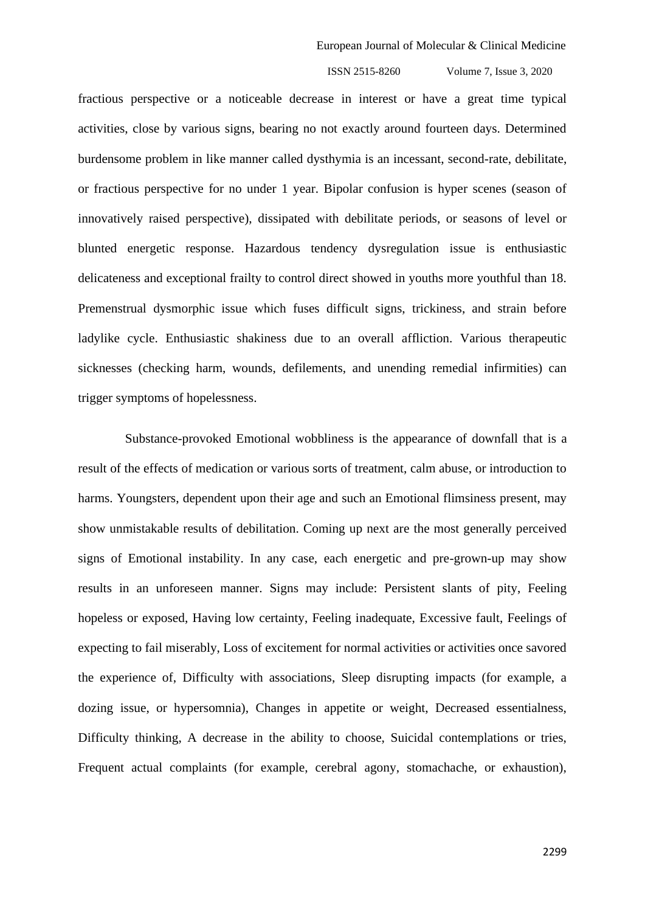fractious perspective or a noticeable decrease in interest or have a great time typical activities, close by various signs, bearing no not exactly around fourteen days. Determined burdensome problem in like manner called dysthymia is an incessant, second-rate, debilitate, or fractious perspective for no under 1 year. Bipolar confusion is hyper scenes (season of innovatively raised perspective), dissipated with debilitate periods, or seasons of level or blunted energetic response. Hazardous tendency dysregulation issue is enthusiastic delicateness and exceptional frailty to control direct showed in youths more youthful than 18. Premenstrual dysmorphic issue which fuses difficult signs, trickiness, and strain before ladylike cycle. Enthusiastic shakiness due to an overall affliction. Various therapeutic sicknesses (checking harm, wounds, defilements, and unending remedial infirmities) can trigger symptoms of hopelessness.

Substance-provoked Emotional wobbliness is the appearance of downfall that is a result of the effects of medication or various sorts of treatment, calm abuse, or introduction to harms. Youngsters, dependent upon their age and such an Emotional flimsiness present, may show unmistakable results of debilitation. Coming up next are the most generally perceived signs of Emotional instability. In any case, each energetic and pre-grown-up may show results in an unforeseen manner. Signs may include: Persistent slants of pity, Feeling hopeless or exposed, Having low certainty, Feeling inadequate, Excessive fault, Feelings of expecting to fail miserably, Loss of excitement for normal activities or activities once savored the experience of, Difficulty with associations, Sleep disrupting impacts (for example, a dozing issue, or hypersomnia), Changes in appetite or weight, Decreased essentialness, Difficulty thinking, A decrease in the ability to choose, Suicidal contemplations or tries, Frequent actual complaints (for example, cerebral agony, stomachache, or exhaustion),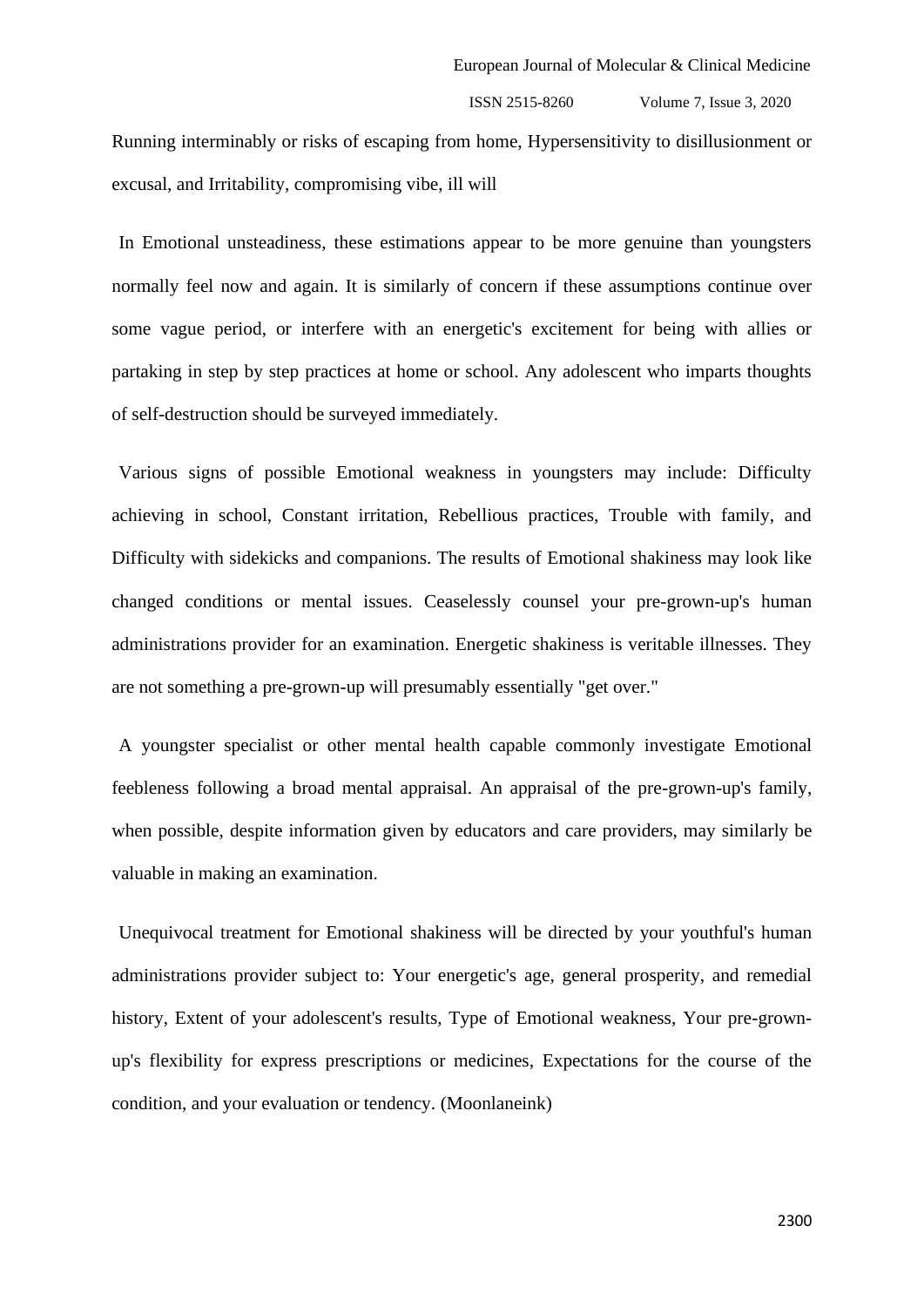Running interminably or risks of escaping from home, Hypersensitivity to disillusionment or excusal, and Irritability, compromising vibe, ill will

In Emotional unsteadiness, these estimations appear to be more genuine than youngsters normally feel now and again. It is similarly of concern if these assumptions continue over some vague period, or interfere with an energetic's excitement for being with allies or partaking in step by step practices at home or school. Any adolescent who imparts thoughts of self-destruction should be surveyed immediately.

Various signs of possible Emotional weakness in youngsters may include: Difficulty achieving in school, Constant irritation, Rebellious practices, Trouble with family, and Difficulty with sidekicks and companions. The results of Emotional shakiness may look like changed conditions or mental issues. Ceaselessly counsel your pre-grown-up's human administrations provider for an examination. Energetic shakiness is veritable illnesses. They are not something a pre-grown-up will presumably essentially "get over."

A youngster specialist or other mental health capable commonly investigate Emotional feebleness following a broad mental appraisal. An appraisal of the pre-grown-up's family, when possible, despite information given by educators and care providers, may similarly be valuable in making an examination.

Unequivocal treatment for Emotional shakiness will be directed by your youthful's human administrations provider subject to: Your energetic's age, general prosperity, and remedial history, Extent of your adolescent's results, Type of Emotional weakness, Your pre-grown-up's flexibility for express prescriptions or medicines, Expectations for the course of the condition, and your evaluation or tendency. (Moonlaneink)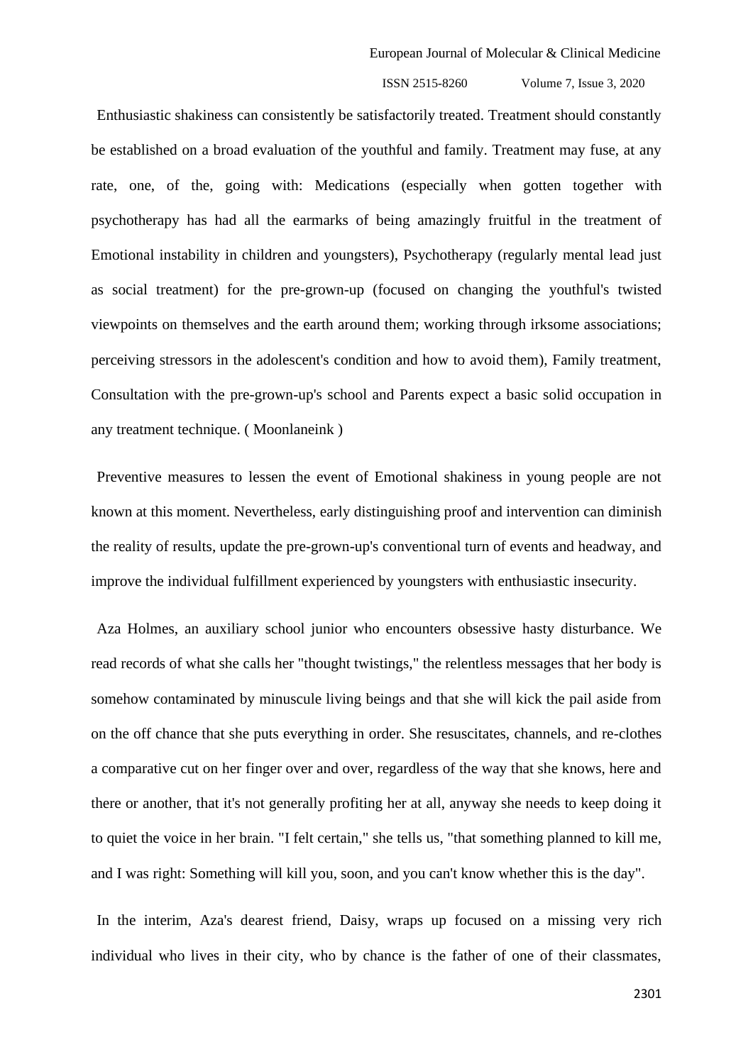Enthusiastic shakiness can consistently be satisfactorily treated. Treatment should constantly be established on a broad evaluation of the youthful and family. Treatment may fuse, at any rate, one, of the, going with: Medications (especially when gotten together with psychotherapy has had all the earmarks of being amazingly fruitful in the treatment of Emotional instability in children and youngsters), Psychotherapy (regularly mental lead just as social treatment) for the pre-grown-up (focused on changing the youthful's twisted viewpoints on themselves and the earth around them; working through irksome associations; perceiving stressors in the adolescent's condition and how to avoid them), Family treatment, Consultation with the pre-grown-up's school and Parents expect a basic solid occupation in any treatment technique. ( Moonlaneink )

Preventive measures to lessen the event of Emotional shakiness in young people are not known at this moment. Nevertheless, early distinguishing proof and intervention can diminish the reality of results, update the pre-grown-up's conventional turn of events and headway, and improve the individual fulfillment experienced by youngsters with enthusiastic insecurity.

Aza Holmes, an auxiliary school junior who encounters obsessive hasty disturbance. We read records of what she calls her "thought twistings," the relentless messages that her body is somehow contaminated by minuscule living beings and that she will kick the pail aside from on the off chance that she puts everything in order. She resuscitates, channels, and re-clothes a comparative cut on her finger over and over, regardless of the way that she knows, here and there or another, that it's not generally profiting her at all, anyway she needs to keep doing it to quiet the voice in her brain. "I felt certain," she tells us, "that something planned to kill me, and I was right: Something will kill you, soon, and you can't know whether this is the day".

In the interim, Aza's dearest friend, Daisy, wraps up focused on a missing very rich individual who lives in their city, who by chance is the father of one of their classmates,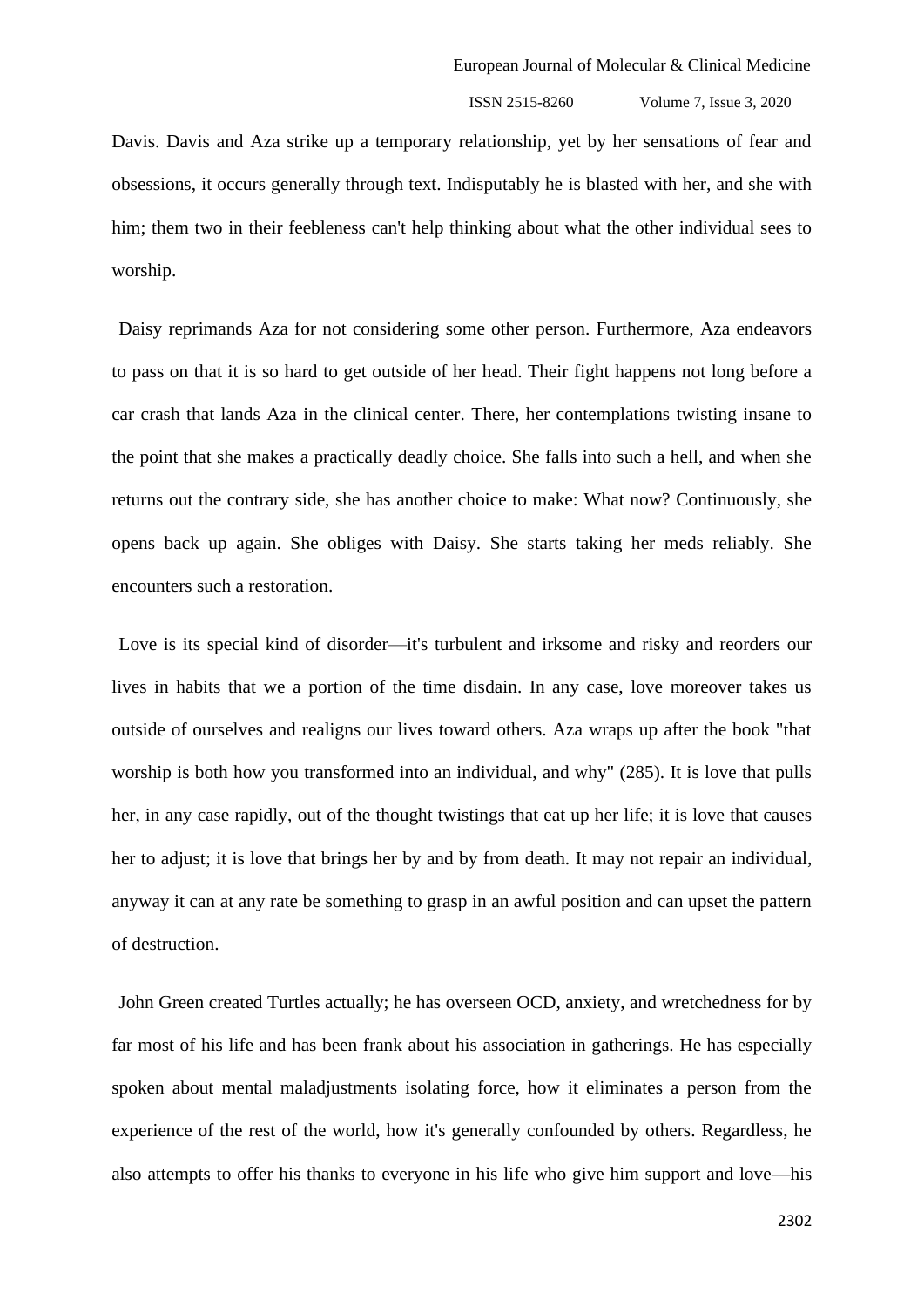Davis. Davis and Aza strike up a temporary relationship, yet by her sensations of fear and obsessions, it occurs generally through text. Indisputably he is blasted with her, and she with him; them two in their feebleness can't help thinking about what the other individual sees to worship.

Daisy reprimands Aza for not considering some other person. Furthermore, Aza endeavors to pass on that it is so hard to get outside of her head. Their fight happens not long before a car crash that lands Aza in the clinical center. There, her contemplations twisting insane to the point that she makes a practically deadly choice. She falls into such a hell, and when she returns out the contrary side, she has another choice to make: What now? Continuously, she opens back up again. She obliges with Daisy. She starts taking her meds reliably. She encounters such a restoration.

Love is its special kind of disorder—it's turbulent and irksome and risky and reorders our lives in habits that we a portion of the time disdain. In any case, love moreover takes us outside of ourselves and realigns our lives toward others. Aza wraps up after the book "that worship is both how you transformed into an individual, and why" (285). It is love that pulls her, in any case rapidly, out of the thought twistings that eat up her life; it is love that causes her to adjust; it is love that brings her by and by from death. It may not repair an individual, anyway it can at any rate be something to grasp in an awful position and can upset the pattern of destruction.

John Green created Turtles actually; he has overseen OCD, anxiety, and wretchedness for by far most of his life and has been frank about his association in gatherings. He has especially spoken about mental maladjustments isolating force, how it eliminates a person from the experience of the rest of the world, how it's generally confounded by others. Regardless, he also attempts to offer his thanks to everyone in his life who give him support and love—his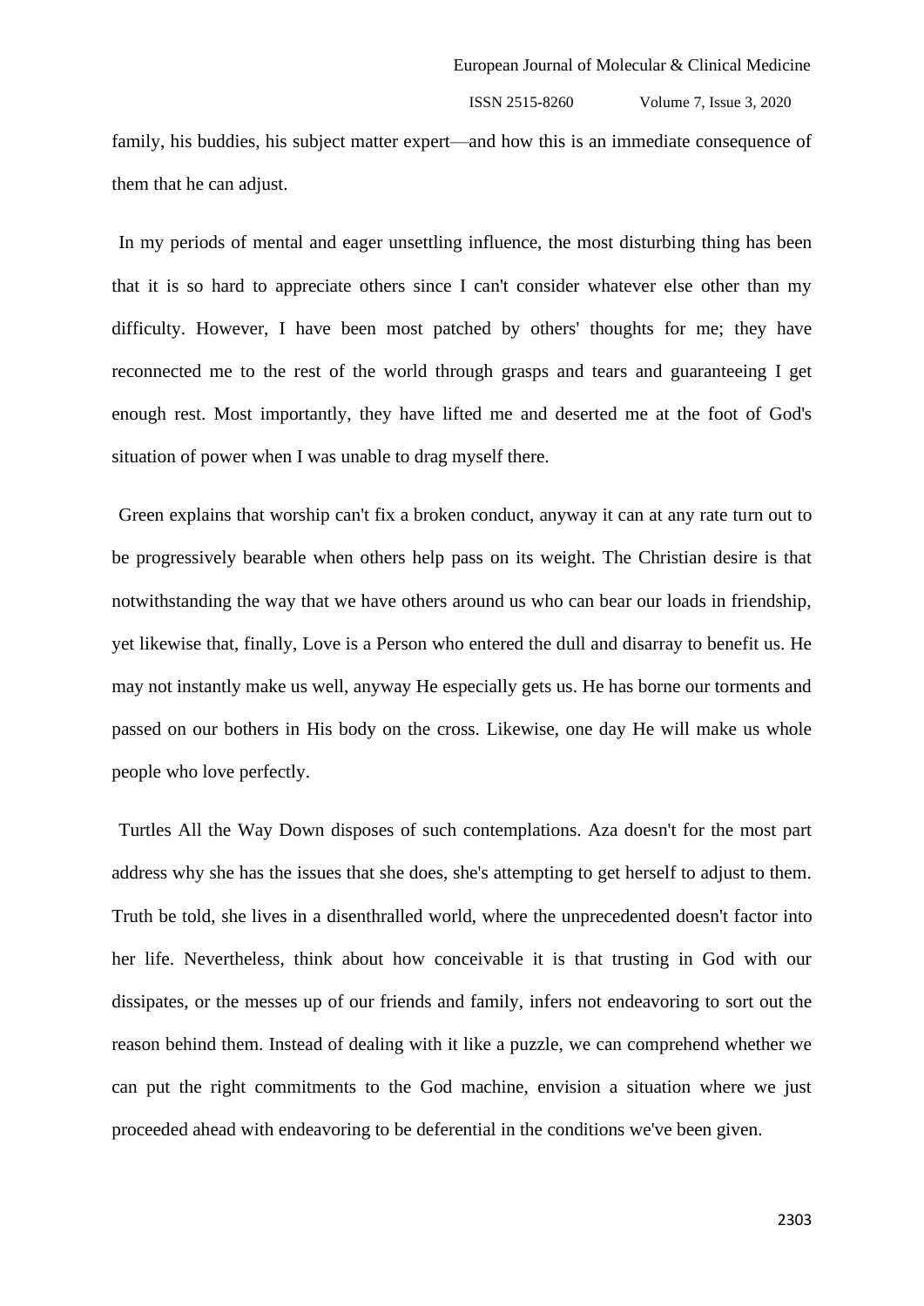family, his buddies, his subject matter expert—and how this is an immediate consequence of them that he can adjust.

In my periods of mental and eager unsettling influence, the most disturbing thing has been that it is so hard to appreciate others since I can't consider whatever else other than my difficulty. However, I have been most patched by others' thoughts for me; they have reconnected me to the rest of the world through grasps and tears and guaranteeing I get enough rest. Most importantly, they have lifted me and deserted me at the foot of God's situation of power when I was unable to drag myself there.

Green explains that worship can't fix a broken conduct, anyway it can at any rate turn out to be progressively bearable when others help pass on its weight. The Christian desire is that notwithstanding the way that we have others around us who can bear our loads in friendship, yet likewise that, finally, Love is a Person who entered the dull and disarray to benefit us. He may not instantly make us well, anyway He especially gets us. He has borne our torments and passed on our bothers in His body on the cross. Likewise, one day He will make us whole people who love perfectly.

Turtles All the Way Down disposes of such contemplations. Aza doesn't for the most part address why she has the issues that she does, she's attempting to get herself to adjust to them. Truth be told, she lives in a disenthralled world, where the unprecedented doesn't factor into her life. Nevertheless, think about how conceivable it is that trusting in God with our dissipates, or the messes up of our friends and family, infers not endeavoring to sort out the reason behind them. Instead of dealing with it like a puzzle, we can comprehend whether we can put the right commitments to the God machine, envision a situation where we just proceeded ahead with endeavoring to be deferential in the conditions we've been given.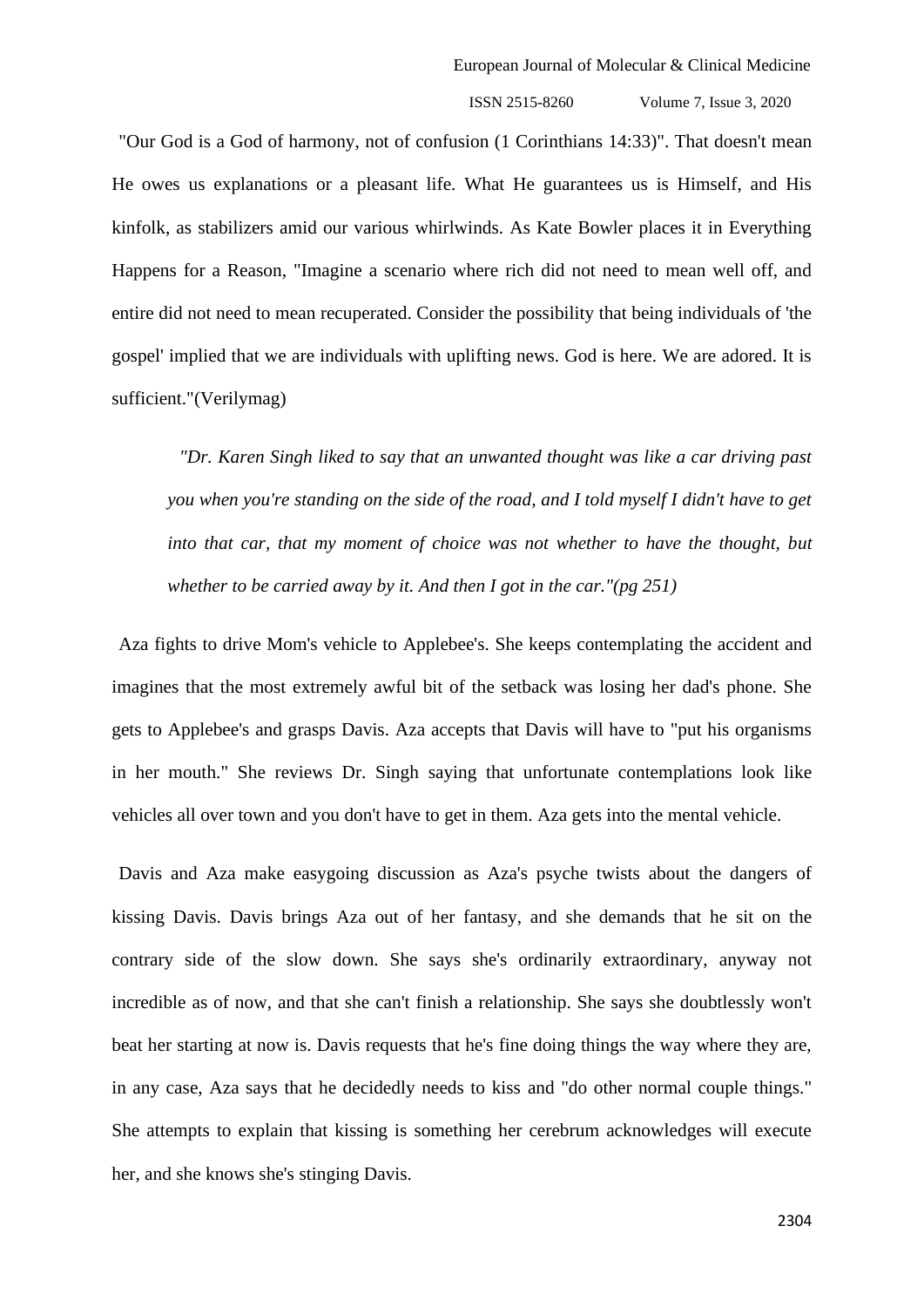"Our God is a God of harmony, not of confusion (1 Corinthians 14:33)". That doesn't mean He owes us explanations or a pleasant life. What He guarantees us is Himself, and His kinfolk, as stabilizers amid our various whirlwinds. As Kate Bowler places it in Everything Happens for a Reason, "Imagine a scenario where rich did not need to mean well off, and entire did not need to mean recuperated. Consider the possibility that being individuals of 'the gospel' implied that we are individuals with uplifting news. God is here. We are adored. It is sufficient."(Verilymag)

> *"Dr. Karen Singh liked to say that an unwanted thought was like a car driving past you when you're standing on the side of the road, and I told myself I didn't have to get into that car, that my moment of choice was not whether to have the thought, but whether to be carried away by it. And then I got in the car."(pg 251)*

Aza fights to drive Mom's vehicle to Applebee's. She keeps contemplating the accident and imagines that the most extremely awful bit of the setback was losing her dad's phone. She gets to Applebee's and grasps Davis. Aza accepts that Davis will have to "put his organisms in her mouth." She reviews Dr. Singh saying that unfortunate contemplations look like vehicles all over town and you don't have to get in them. Aza gets into the mental vehicle.

Davis and Aza make easygoing discussion as Aza's psyche twists about the dangers of kissing Davis. Davis brings Aza out of her fantasy, and she demands that he sit on the contrary side of the slow down. She says she's ordinarily extraordinary, anyway not incredible as of now, and that she can't finish a relationship. She says she doubtlessly won't beat her starting at now is. Davis requests that he's fine doing things the way where they are, in any case, Aza says that he decidedly needs to kiss and "do other normal couple things." She attempts to explain that kissing is something her cerebrum acknowledges will execute her, and she knows she's stinging Davis.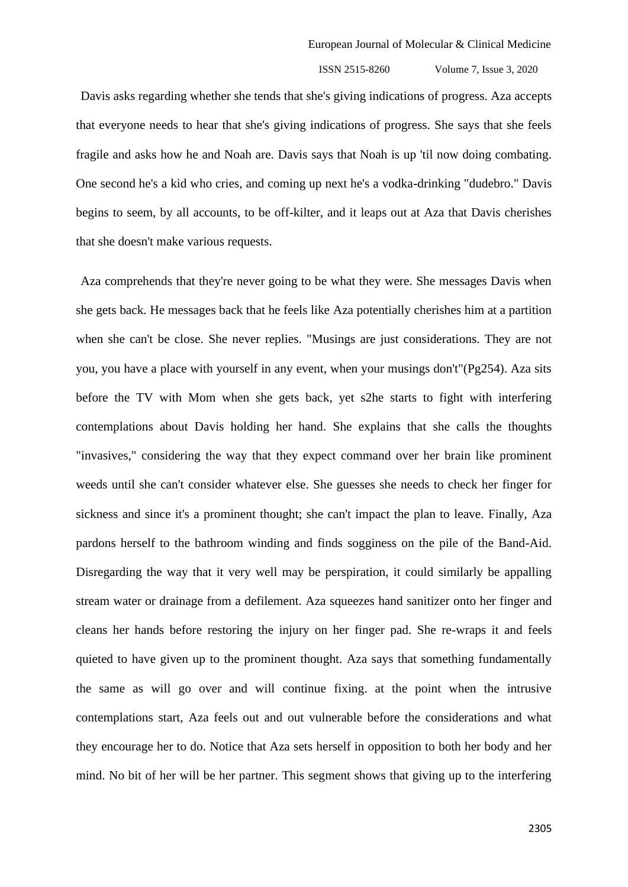Davis asks regarding whether she tends that she's giving indications of progress. Aza accepts that everyone needs to hear that she's giving indications of progress. She says that she feels fragile and asks how he and Noah are. Davis says that Noah is up 'til now doing combating. One second he's a kid who cries, and coming up next he's a vodka-drinking "dudebro." Davis begins to seem, by all accounts, to be off-kilter, and it leaps out at Aza that Davis cherishes that she doesn't make various requests.

Aza comprehends that they're never going to be what they were. She messages Davis when she gets back. He messages back that he feels like Aza potentially cherishes him at a partition when she can't be close. She never replies. "Musings are just considerations. They are not you, you have a place with yourself in any event, when your musings don't"(Pg254). Aza sits before the TV with Mom when she gets back, yet s2he starts to fight with interfering contemplations about Davis holding her hand. She explains that she calls the thoughts "invasives," considering the way that they expect command over her brain like prominent weeds until she can't consider whatever else. She guesses she needs to check her finger for sickness and since it's a prominent thought; she can't impact the plan to leave. Finally, Aza pardons herself to the bathroom winding and finds sogginess on the pile of the Band-Aid. Disregarding the way that it very well may be perspiration, it could similarly be appalling stream water or drainage from a defilement. Aza squeezes hand sanitizer onto her finger and cleans her hands before restoring the injury on her finger pad. She re-wraps it and feels quieted to have given up to the prominent thought. Aza says that something fundamentally the same as will go over and will continue fixing. at the point when the intrusive contemplations start, Aza feels out and out vulnerable before the considerations and what they encourage her to do. Notice that Aza sets herself in opposition to both her body and her mind. No bit of her will be her partner. This segment shows that giving up to the interfering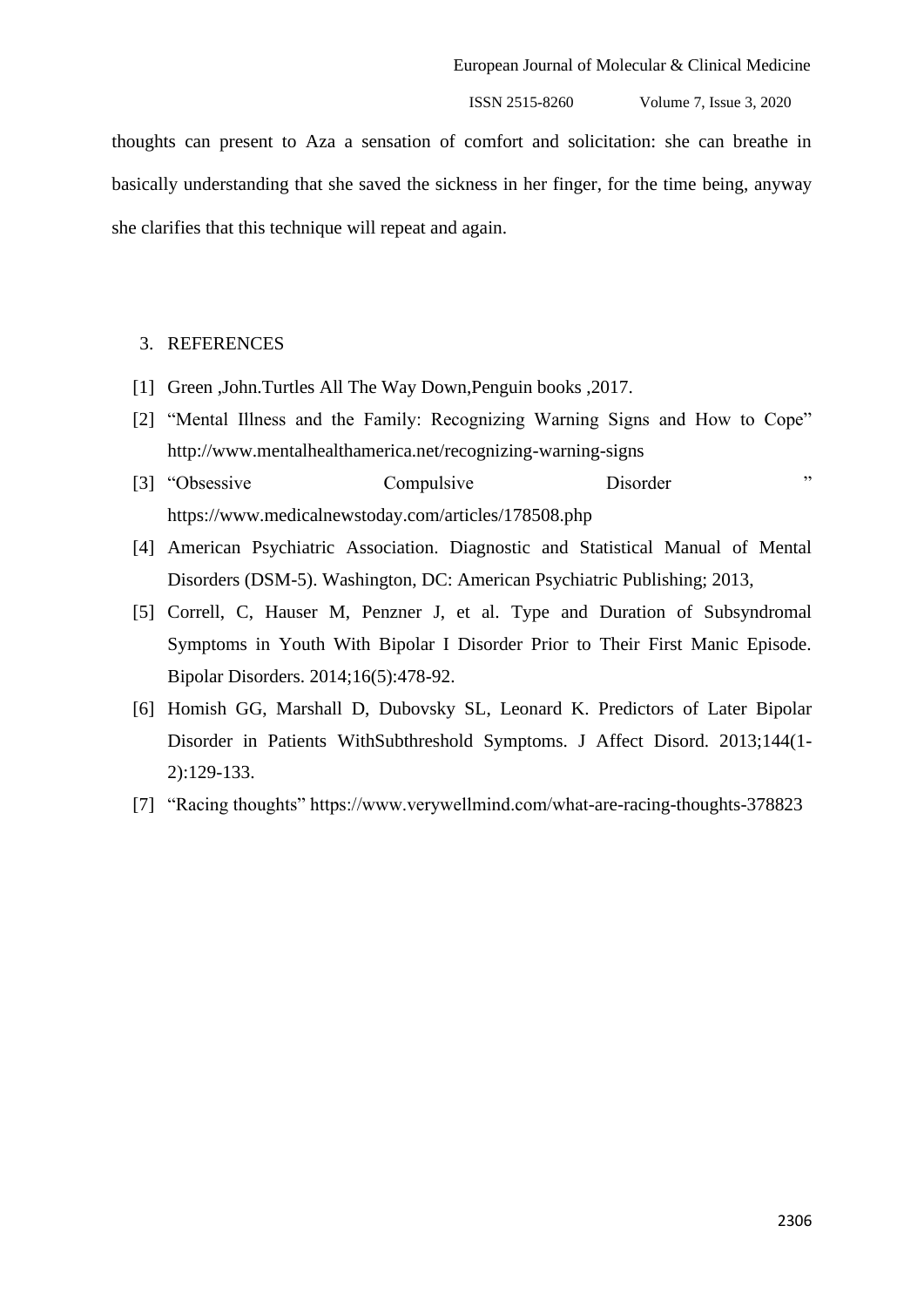thoughts can present to Aza a sensation of comfort and solicitation: she can breathe in basically understanding that she saved the sickness in her finger, for the time being, anyway she clarifies that this technique will repeat and again.

## 3. REFERENCES

[1] Green ,John.Turtles All The Way Down,Penguin books ,2017.

[2] "Mental Illness and the Family: Recognizing Warning Signs and How to Cope" http://www.mentalhealthamerica.net/recognizing-warning-signs

[3] "Obsessive Compulsive Disorder " https://www.medicalnewstoday.com/articles/178508.php

[4] American Psychiatric Association. Diagnostic and Statistical Manual of Mental Disorders (DSM-5). Washington, DC: American Psychiatric Publishing; 2013,

[5] Correll, C, Hauser M, Penzner J, et al. Type and Duration of Subsyndromal Symptoms in Youth With Bipolar I Disorder Prior to Their First Manic Episode. Bipolar Disorders. 2014;16(5):478-92.

[6] Homish GG, Marshall D, Dubovsky SL, Leonard K. Predictors of Later Bipolar Disorder in Patients WithSubthreshold Symptoms. J Affect Disord. 2013;144(1-2):129-133.

[7] "Racing thoughts" https://www.verywellmind.com/what-are-racing-thoughts-378823